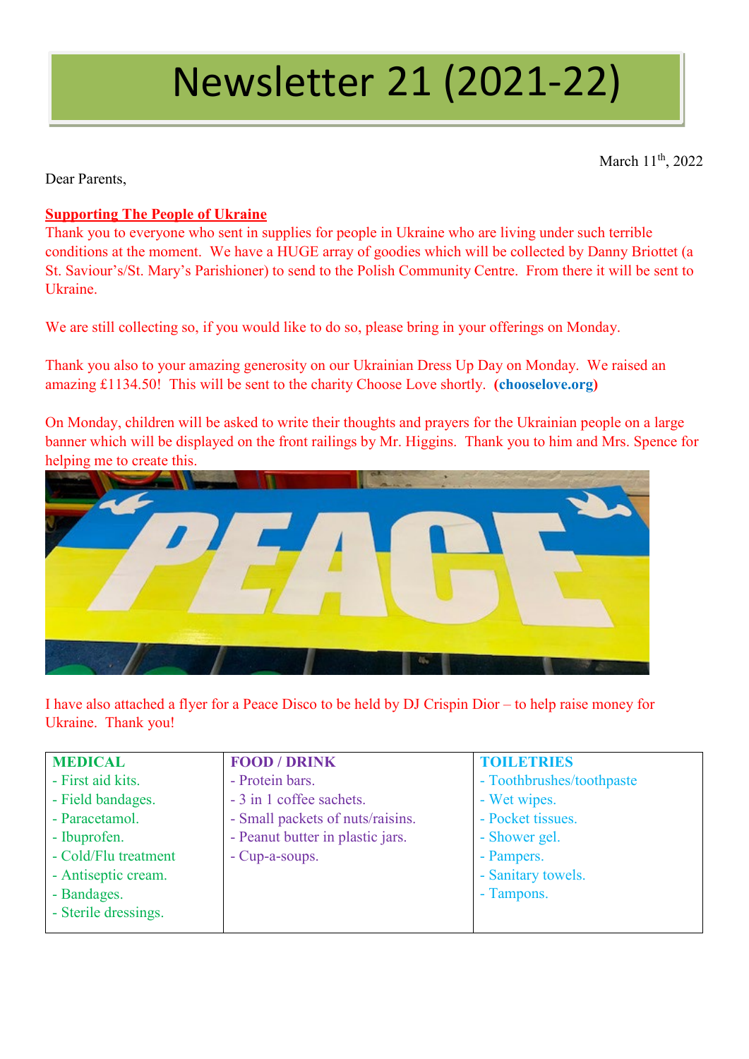# Newsletter 21 (2021-22)

March 11th, 2022

Dear Parents,

**Supporting The People of Ukraine**

Thank you to everyone who sent in supplies for people in Ukraine who are living under such terrible conditions at the moment. We have a HUGE array of goodies which will be collected by Danny Briottet (a St. Saviour's/St. Mary's Parishioner) to send to the Polish Community Centre. From there it will be sent to Ukraine.

We are still collecting so, if you would like to do so, please bring in your offerings on Monday.

Thank you also to your amazing generosity on our Ukrainian Dress Up Day on Monday. We raised an amazing £1134.50! This will be sent to the charity Choose Love shortly. **(chooselove.org)**

On Monday, children will be asked to write their thoughts and prayers for the Ukrainian people on a large banner which will be displayed on the front railings by Mr. Higgins. Thank you to him and Mrs. Spence for helping me to create this.

I have also attached a flyer for a Peace Disco to be held by DJ Crispin Dior – to help raise money for Ukraine. Thank you!

| MEDICAL | FOOD / DRINK | TOILETRIES |
|---|---|---|
| - First aid kits. | - Protein bars. | - Toothbrushes/toothpaste |
| - Field bandages. | - 3 in 1 coffee sachets. | - Wet wipes. |
| - Paracetamol. | - Small packets of nuts/raisins. | - Pocket tissues. |
| - Ibuprofen. | - Peanut butter in plastic jars. | - Shower gel. |
| - Cold/Flu treatment | - Cup-a-soups. | - Pampers. |
| - Antiseptic cream. | | - Sanitary towels. |
| - Bandages. | | - Tampons. |
| - Sterile dressings. | | |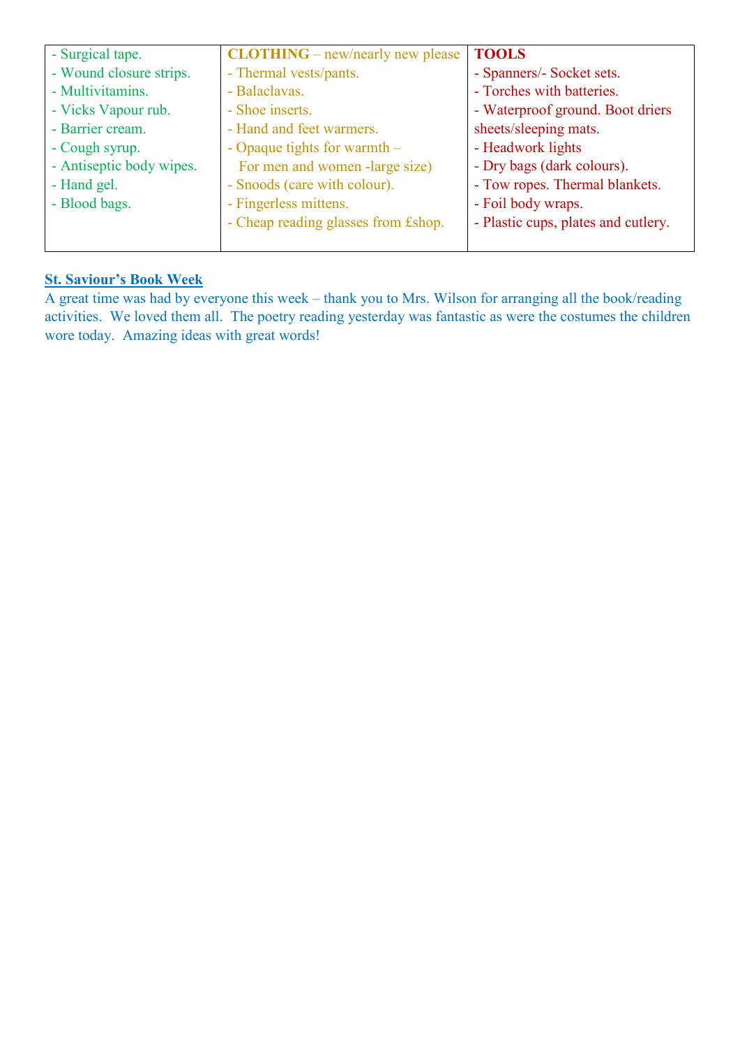| - Surgical tape.<br>- Wound closure strips.<br>- Multivitamins.<br>- Vicks Vapour rub.<br>- Barrier cream.<br>- Cough syrup.<br>- Antiseptic body wipes.<br>- Hand gel.<br>- Blood bags. | **CLOTHING** – new/nearly new please<br>- Thermal vests/pants.<br>- Balaclavas.<br>- Shoe inserts.<br>- Hand and feet warmers.<br>- Opaque tights for warmth – For men and women -large size)<br>- Snoods (care with colour).<br>- Fingerless mittens.<br>- Cheap reading glasses from £shop. | **TOOLS**<br>- Spanners/- Socket sets.<br>- Torches with batteries.<br>- Waterproof ground. Boot driers sheets/sleeping mats.<br>- Headwork lights<br>- Dry bags (dark colours).<br>- Tow ropes. Thermal blankets.<br>- Foil body wraps.<br>- Plastic cups, plates and cutlery. |
|---|---|---|

**St. Saviour's Book Week**

A great time was had by everyone this week – thank you to Mrs. Wilson for arranging all the book/reading activities. We loved them all. The poetry reading yesterday was fantastic as were the costumes the children wore today. Amazing ideas with great words!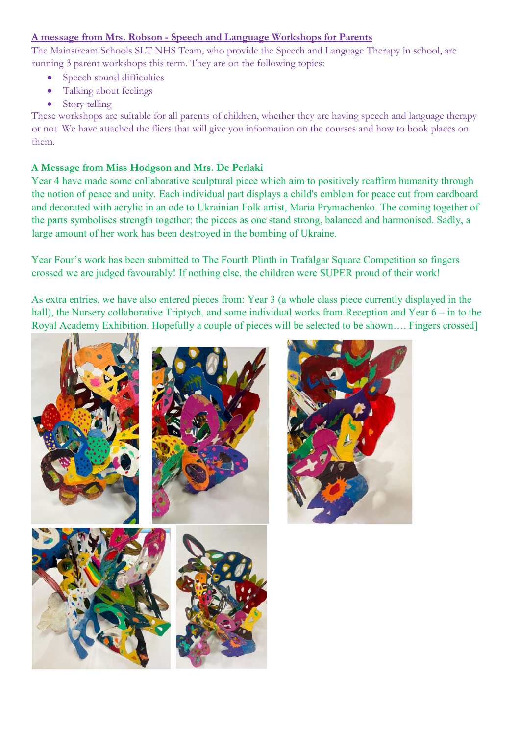**A message from Mrs. Robson - Speech and Language Workshops for Parents**

The Mainstream Schools SLT NHS Team, who provide the Speech and Language Therapy in school, are running 3 parent workshops this term. They are on the following topics:

- Speech sound difficulties
- Talking about feelings
- Story telling

These workshops are suitable for all parents of children, whether they are having speech and language therapy or not. We have attached the fliers that will give you information on the courses and how to book places on them.

**A Message from Miss Hodgson and Mrs. De Perlaki**

Year 4 have made some collaborative sculptural piece which aim to positively reaffirm humanity through the notion of peace and unity. Each individual part displays a child's emblem for peace cut from cardboard and decorated with acrylic in an ode to Ukrainian Folk artist, Maria Prymachenko. The coming together of the parts symbolises strength together; the pieces as one stand strong, balanced and harmonised. Sadly, a large amount of her work has been destroyed in the bombing of Ukraine.

Year Four's work has been submitted to The Fourth Plinth in Trafalgar Square Competition so fingers crossed we are judged favourably! If nothing else, the children were SUPER proud of their work!

As extra entries, we have also entered pieces from: Year 3 (a whole class piece currently displayed in the hall), the Nursery collaborative Triptych, and some individual works from Reception and Year 6 – in to the Royal Academy Exhibition. Hopefully a couple of pieces will be selected to be shown…. Fingers crossed]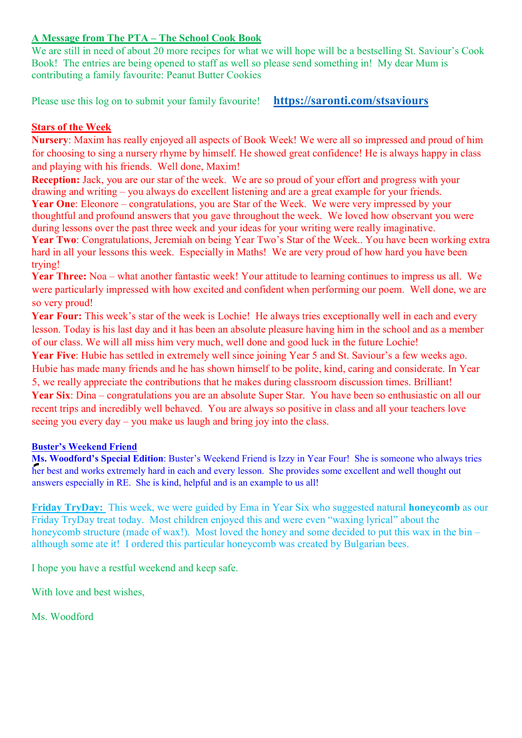**A Message from The PTA – The School Cook Book**

We are still in need of about 20 more recipes for what we will hope will be a bestselling St. Saviour's Cook Book! The entries are being opened to staff as well so please send something in! My dear Mum is contributing a family favourite: Peanut Butter Cookies

Please use this log on to submit your family favourite! **https://saronti.com/stsaviours**

**Stars of the Week**

**Nursery**: Maxim has really enjoyed all aspects of Book Week! We were all so impressed and proud of him for choosing to sing a nursery rhyme by himself. He showed great confidence! He is always happy in class and playing with his friends. Well done, Maxim!

**Reception:** Jack, you are our star of the week. We are so proud of your effort and progress with your drawing and writing – you always do excellent listening and are a great example for your friends.

**Year One**: Eleonore – congratulations, you are Star of the Week. We were very impressed by your thoughtful and profound answers that you gave throughout the week. We loved how observant you were during lessons over the past three week and your ideas for your writing were really imaginative.

**Year Two**: Congratulations, Jeremiah on being Year Two's Star of the Week.. You have been working extra hard in all your lessons this week. Especially in Maths! We are very proud of how hard you have been trying!

**Year Three:** Noa – what another fantastic week! Your attitude to learning continues to impress us all. We were particularly impressed with how excited and confident when performing our poem. Well done, we are so very proud!

**Year Four:** This week's star of the week is Lochie! He always tries exceptionally well in each and every lesson. Today is his last day and it has been an absolute pleasure having him in the school and as a member of our class. We will all miss him very much, well done and good luck in the future Lochie!

**Year Five**: Hubie has settled in extremely well since joining Year 5 and St. Saviour's a few weeks ago. Hubie has made many friends and he has shown himself to be polite, kind, caring and considerate. In Year 5, we really appreciate the contributions that he makes during classroom discussion times. Brilliant!

**Year Six**: Dina – congratulations you are an absolute Super Star. You have been so enthusiastic on all our recent trips and incredibly well behaved. You are always so positive in class and all your teachers love seeing you every day – you make us laugh and bring joy into the class.

**Buster's Weekend Friend**

**Ms. Woodford's Special Edition**: Buster's Weekend Friend is Izzy in Year Four! She is someone who always tries her best and works extremely hard in each and every lesson. She provides some excellent and well thought out answers especially in RE. She is kind, helpful and is an example to us all!

**Friday TryDay:** This week, we were guided by Ema in Year Six who suggested natural **honeycomb** as our Friday TryDay treat today. Most children enjoyed this and were even "waxing lyrical" about the honeycomb structure (made of wax!). Most loved the honey and some decided to put this wax in the bin – although some ate it! I ordered this particular honeycomb was created by Bulgarian bees.

I hope you have a restful weekend and keep safe.

With love and best wishes,

Ms. Woodford